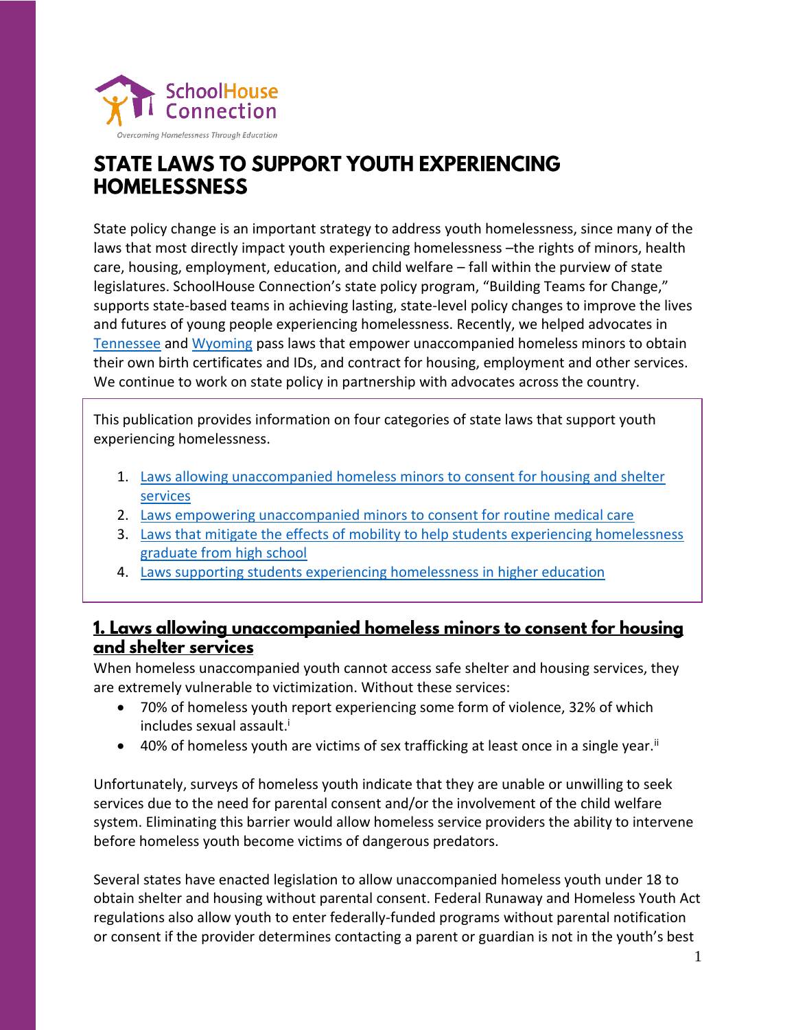SchoolHouse Connection

*Overcoming Homelessness Through Education*

# STATE LAWS TO SUPPORT YOUTH EXPERIENCING HOMELESSNESS

State policy change is an important strategy to address youth homelessness, since many of the laws that most directly impact youth experiencing homelessness –the rights of minors, health care, housing, employment, education, and child welfare – fall within the purview of state legislatures. SchoolHouse Connection's state policy program, "Building Teams for Change," supports state-based teams in achieving lasting, state-level policy changes to improve the lives and futures of young people experiencing homelessness. Recently, we helped advocates in Tennessee and Wyoming pass laws that empower unaccompanied homeless minors to obtain their own birth certificates and IDs, and contract for housing, employment and other services. We continue to work on state policy in partnership with advocates across the country.

This publication provides information on four categories of state laws that support youth experiencing homelessness.

1. Laws allowing unaccompanied homeless minors to consent for housing and shelter services
2. Laws empowering unaccompanied minors to consent for routine medical care
3. Laws that mitigate the effects of mobility to help students experiencing homelessness graduate from high school
4. Laws supporting students experiencing homelessness in higher education

## 1. Laws allowing unaccompanied homeless minors to consent for housing and shelter services

When homeless unaccompanied youth cannot access safe shelter and housing services, they are extremely vulnerable to victimization. Without these services:

- 70% of homeless youth report experiencing some form of violence, 32% of which includes sexual assault.[i]
- 40% of homeless youth are victims of sex trafficking at least once in a single year.[ii]

Unfortunately, surveys of homeless youth indicate that they are unable or unwilling to seek services due to the need for parental consent and/or the involvement of the child welfare system. Eliminating this barrier would allow homeless service providers the ability to intervene before homeless youth become victims of dangerous predators.

Several states have enacted legislation to allow unaccompanied homeless youth under 18 to obtain shelter and housing without parental consent. Federal Runaway and Homeless Youth Act regulations also allow youth to enter federally-funded programs without parental notification or consent if the provider determines contacting a parent or guardian is not in the youth's best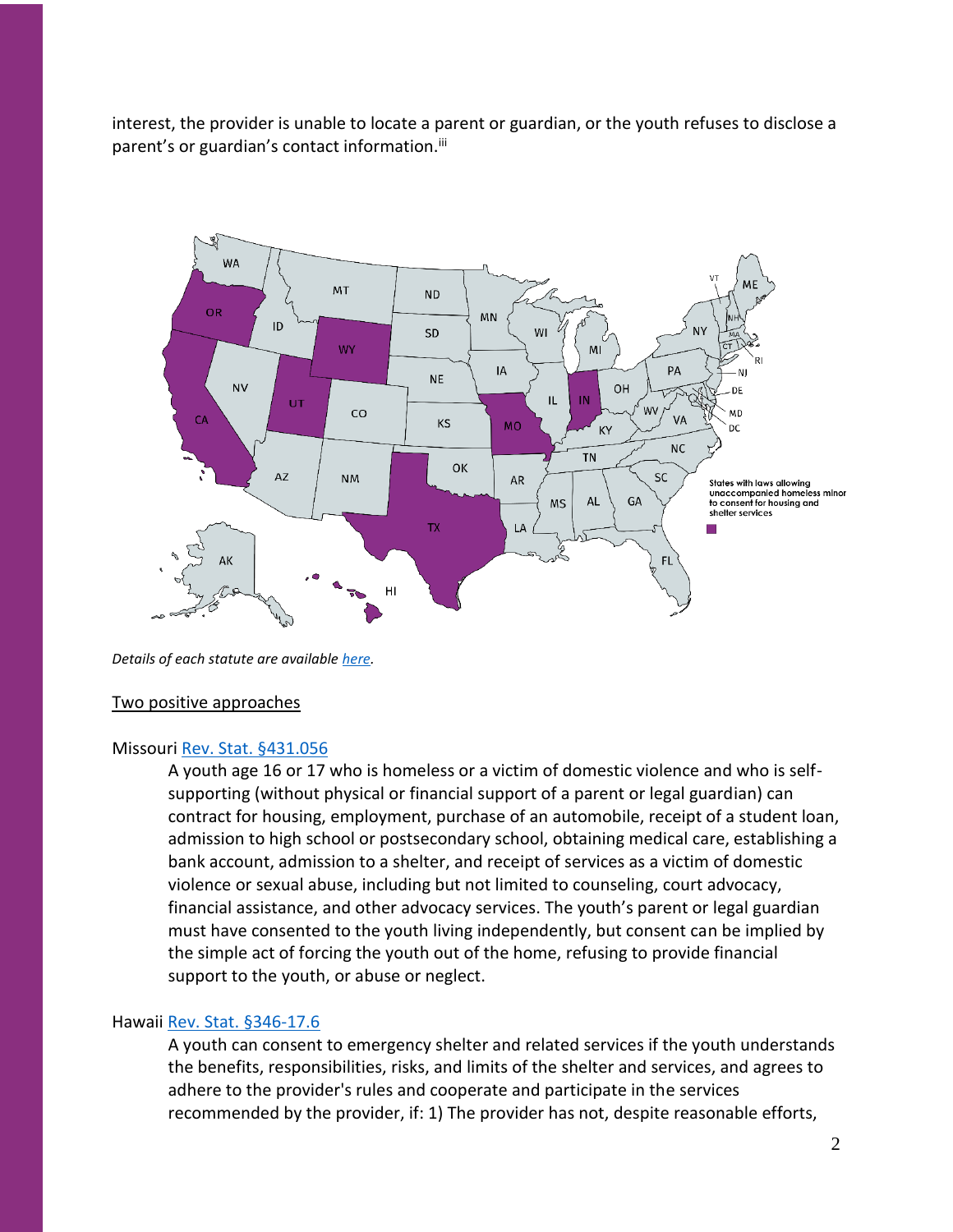interest, the provider is unable to locate a parent or guardian, or the youth refuses to disclose a parent's or guardian's contact information.[iii]

*Details of each statute are available here.*

Two positive approaches

Missouri Rev. Stat. §431.056

A youth age 16 or 17 who is homeless or a victim of domestic violence and who is self-supporting (without physical or financial support of a parent or legal guardian) can contract for housing, employment, purchase of an automobile, receipt of a student loan, admission to high school or postsecondary school, obtaining medical care, establishing a bank account, admission to a shelter, and receipt of services as a victim of domestic violence or sexual abuse, including but not limited to counseling, court advocacy, financial assistance, and other advocacy services. The youth's parent or legal guardian must have consented to the youth living independently, but consent can be implied by the simple act of forcing the youth out of the home, refusing to provide financial support to the youth, or abuse or neglect.

Hawaii Rev. Stat. §346-17.6

A youth can consent to emergency shelter and related services if the youth understands the benefits, responsibilities, risks, and limits of the shelter and services, and agrees to adhere to the provider's rules and cooperate and participate in the services recommended by the provider, if: 1) The provider has not, despite reasonable efforts,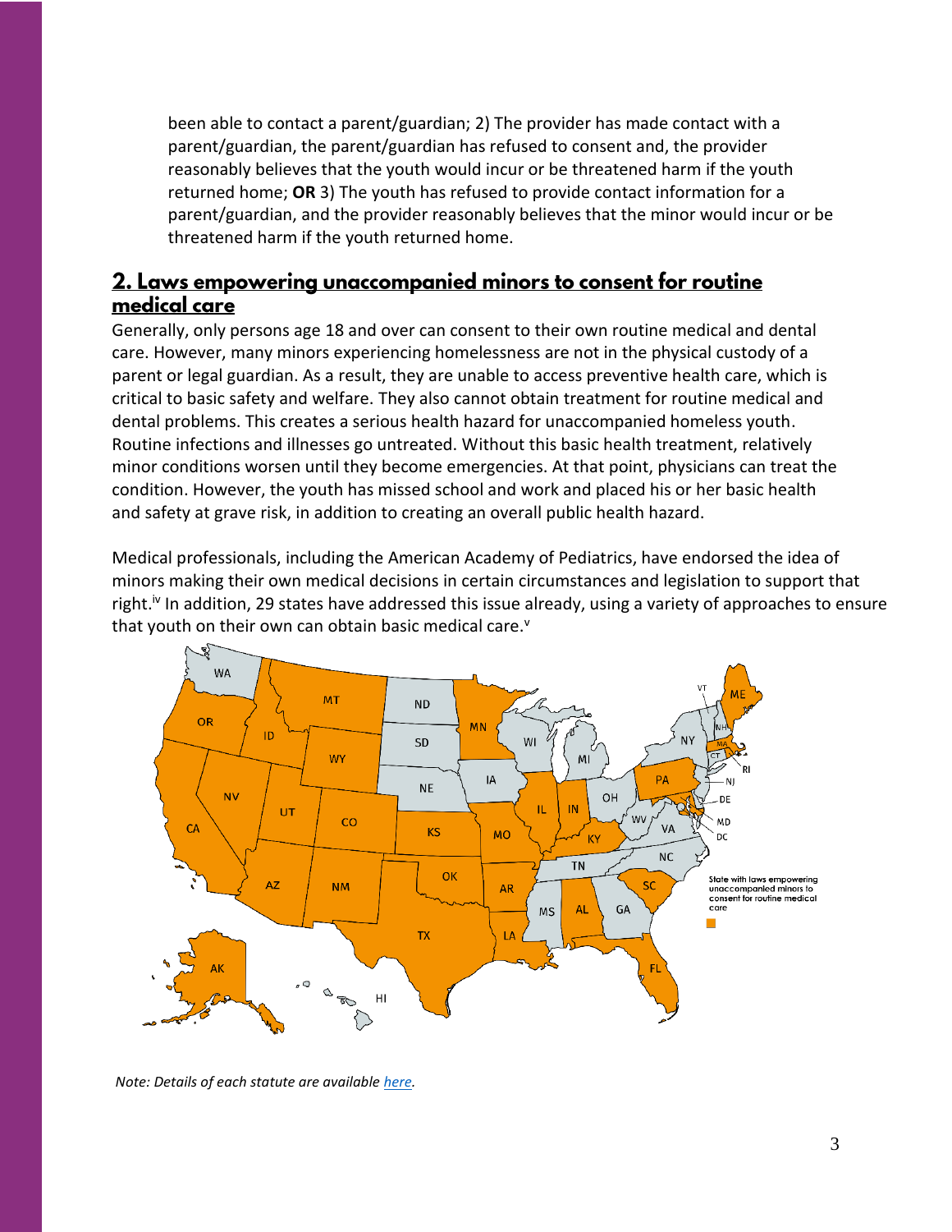been able to contact a parent/guardian; 2) The provider has made contact with a parent/guardian, the parent/guardian has refused to consent and, the provider reasonably believes that the youth would incur or be threatened harm if the youth returned home; **OR** 3) The youth has refused to provide contact information for a parent/guardian, and the provider reasonably believes that the minor would incur or be threatened harm if the youth returned home.

## 2. Laws empowering unaccompanied minors to consent for routine medical care

Generally, only persons age 18 and over can consent to their own routine medical and dental care. However, many minors experiencing homelessness are not in the physical custody of a parent or legal guardian. As a result, they are unable to access preventive health care, which is critical to basic safety and welfare. They also cannot obtain treatment for routine medical and dental problems. This creates a serious health hazard for unaccompanied homeless youth. Routine infections and illnesses go untreated. Without this basic health treatment, relatively minor conditions worsen until they become emergencies. At that point, physicians can treat the condition. However, the youth has missed school and work and placed his or her basic health and safety at grave risk, in addition to creating an overall public health hazard.

Medical professionals, including the American Academy of Pediatrics, have endorsed the idea of minors making their own medical decisions in certain circumstances and legislation to support that right.[iv] In addition, 29 states have addressed this issue already, using a variety of approaches to ensure that youth on their own can obtain basic medical care.[v]

State with laws empowering unaccompanied minors to consent for routine medical care

*Note: Details of each statute are available [here](here).*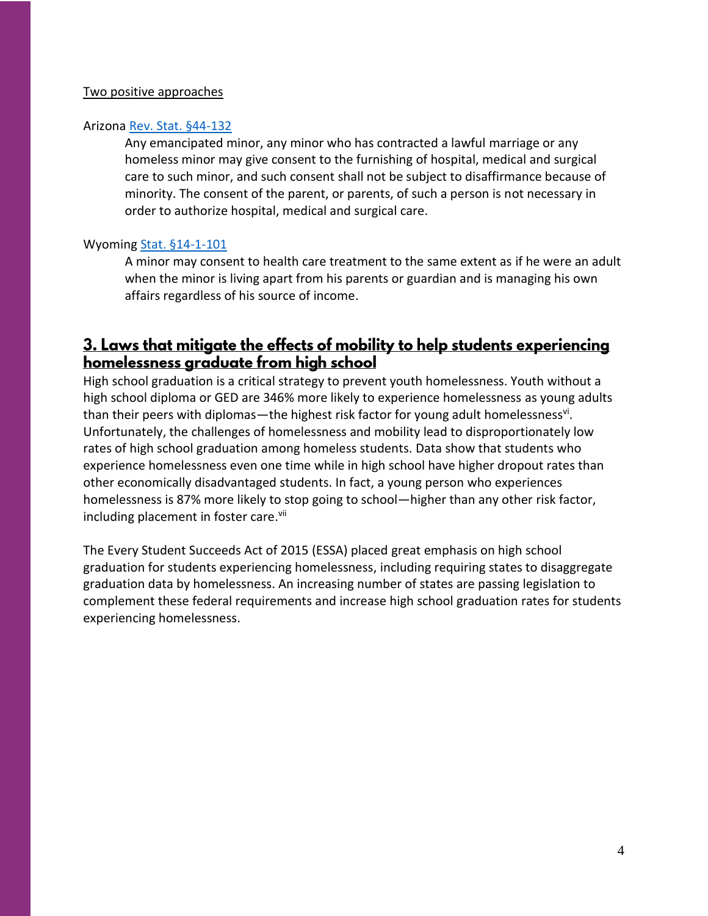Two positive approaches

Arizona [Rev. Stat. §44-132]

> Any emancipated minor, any minor who has contracted a lawful marriage or any homeless minor may give consent to the furnishing of hospital, medical and surgical care to such minor, and such consent shall not be subject to disaffirmance because of minority. The consent of the parent, or parents, of such a person is not necessary in order to authorize hospital, medical and surgical care.

Wyoming [Stat. §14-1-101]

> A minor may consent to health care treatment to the same extent as if he were an adult when the minor is living apart from his parents or guardian and is managing his own affairs regardless of his source of income.

## 3. Laws that mitigate the effects of mobility to help students experiencing homelessness graduate from high school

High school graduation is a critical strategy to prevent youth homelessness. Youth without a high school diploma or GED are 346% more likely to experience homelessness as young adults than their peers with diplomas—the highest risk factor for young adult homelessness[vi]. Unfortunately, the challenges of homelessness and mobility lead to disproportionately low rates of high school graduation among homeless students. Data show that students who experience homelessness even one time while in high school have higher dropout rates than other economically disadvantaged students. In fact, a young person who experiences homelessness is 87% more likely to stop going to school—higher than any other risk factor, including placement in foster care.[vii]

The Every Student Succeeds Act of 2015 (ESSA) placed great emphasis on high school graduation for students experiencing homelessness, including requiring states to disaggregate graduation data by homelessness. An increasing number of states are passing legislation to complement these federal requirements and increase high school graduation rates for students experiencing homelessness.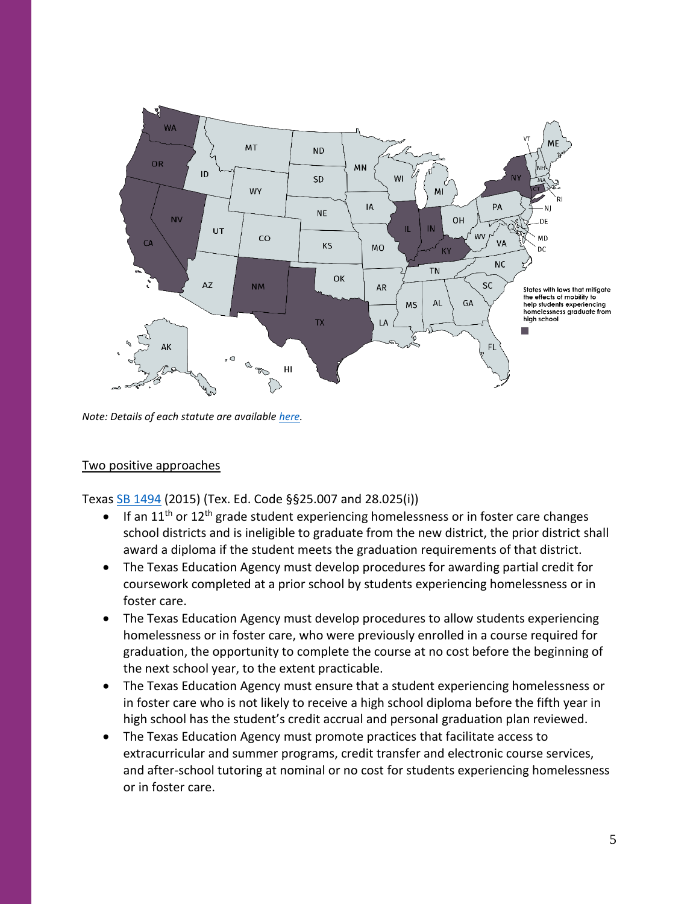States with laws that mitigate the effects of mobility to help students experiencing homelessness graduate from high school

*Note: Details of each statute are available here.*

## Two positive approaches

Texas SB 1494 (2015) (Tex. Ed. Code §§25.007 and 28.025(i))

- If an 11th or 12th grade student experiencing homelessness or in foster care changes school districts and is ineligible to graduate from the new district, the prior district shall award a diploma if the student meets the graduation requirements of that district.
- The Texas Education Agency must develop procedures for awarding partial credit for coursework completed at a prior school by students experiencing homelessness or in foster care.
- The Texas Education Agency must develop procedures to allow students experiencing homelessness or in foster care, who were previously enrolled in a course required for graduation, the opportunity to complete the course at no cost before the beginning of the next school year, to the extent practicable.
- The Texas Education Agency must ensure that a student experiencing homelessness or in foster care who is not likely to receive a high school diploma before the fifth year in high school has the student's credit accrual and personal graduation plan reviewed.
- The Texas Education Agency must promote practices that facilitate access to extracurricular and summer programs, credit transfer and electronic course services, and after-school tutoring at nominal or no cost for students experiencing homelessness or in foster care.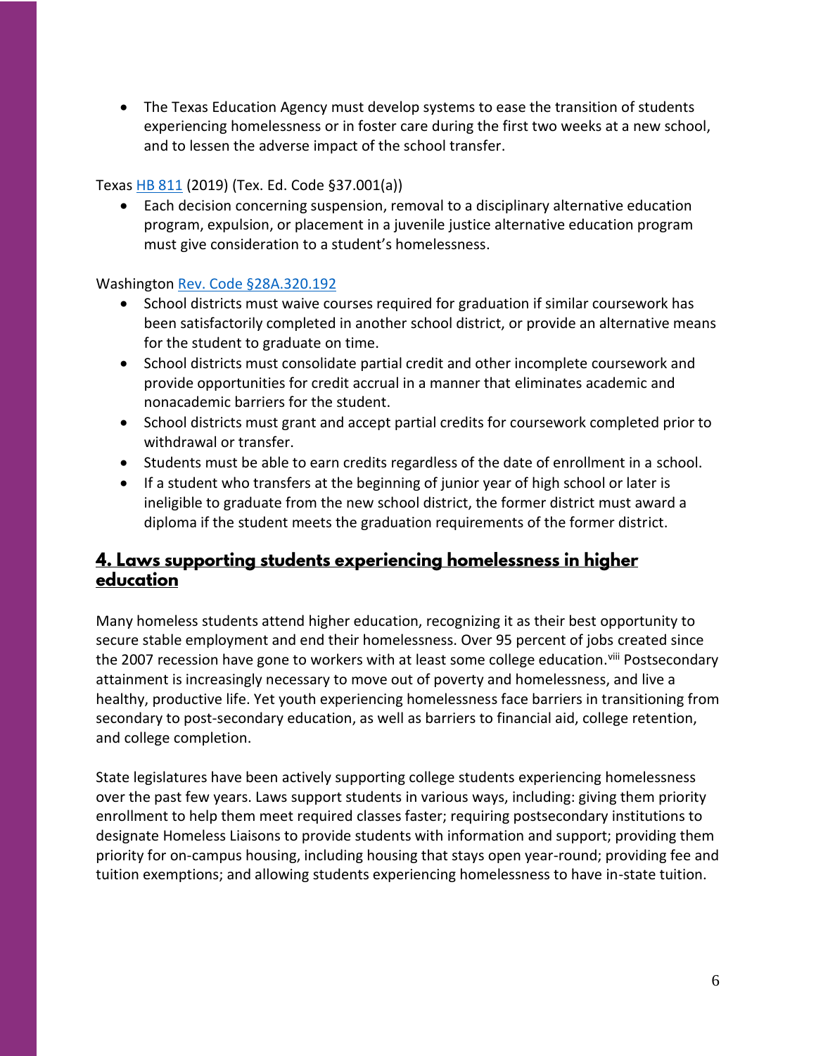- The Texas Education Agency must develop systems to ease the transition of students experiencing homelessness or in foster care during the first two weeks at a new school, and to lessen the adverse impact of the school transfer.

Texas HB 811 (2019) (Tex. Ed. Code §37.001(a))

- Each decision concerning suspension, removal to a disciplinary alternative education program, expulsion, or placement in a juvenile justice alternative education program must give consideration to a student's homelessness.

Washington Rev. Code §28A.320.192

- School districts must waive courses required for graduation if similar coursework has been satisfactorily completed in another school district, or provide an alternative means for the student to graduate on time.
- School districts must consolidate partial credit and other incomplete coursework and provide opportunities for credit accrual in a manner that eliminates academic and nonacademic barriers for the student.
- School districts must grant and accept partial credits for coursework completed prior to withdrawal or transfer.
- Students must be able to earn credits regardless of the date of enrollment in a school.
- If a student who transfers at the beginning of junior year of high school or later is ineligible to graduate from the new school district, the former district must award a diploma if the student meets the graduation requirements of the former district.

## 4. Laws supporting students experiencing homelessness in higher education

Many homeless students attend higher education, recognizing it as their best opportunity to secure stable employment and end their homelessness. Over 95 percent of jobs created since the 2007 recession have gone to workers with at least some college education.[viii] Postsecondary attainment is increasingly necessary to move out of poverty and homelessness, and live a healthy, productive life. Yet youth experiencing homelessness face barriers in transitioning from secondary to post-secondary education, as well as barriers to financial aid, college retention, and college completion.

State legislatures have been actively supporting college students experiencing homelessness over the past few years. Laws support students in various ways, including: giving them priority enrollment to help them meet required classes faster; requiring postsecondary institutions to designate Homeless Liaisons to provide students with information and support; providing them priority for on-campus housing, including housing that stays open year-round; providing fee and tuition exemptions; and allowing students experiencing homelessness to have in-state tuition.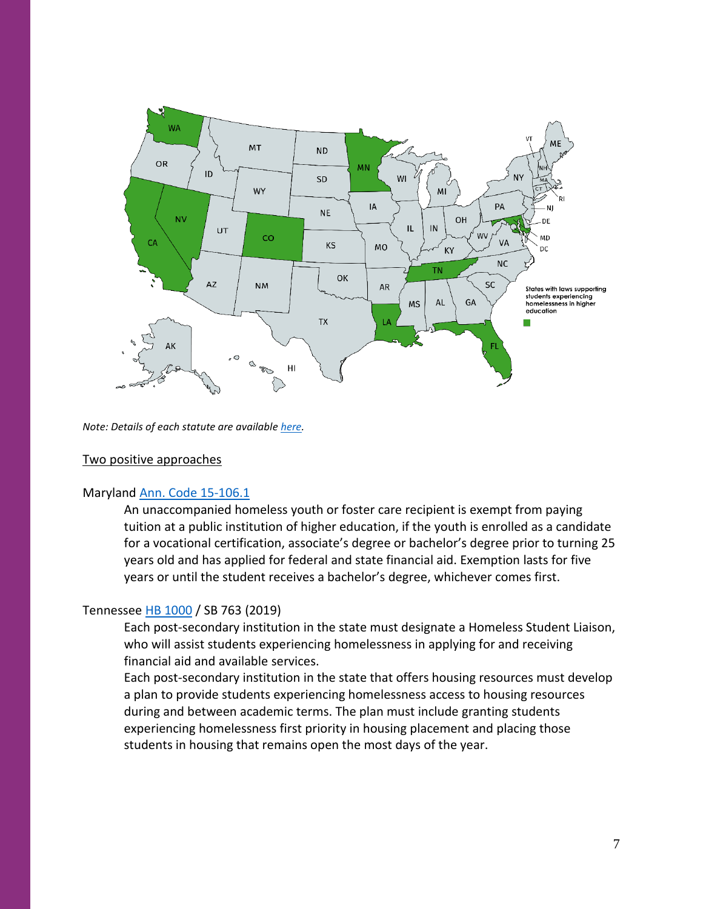*Note: Details of each statute are available [here](here).*

Two positive approaches

Maryland [Ann. Code 15-106.1](Ann. Code 15-106.1)

An unaccompanied homeless youth or foster care recipient is exempt from paying tuition at a public institution of higher education, if the youth is enrolled as a candidate for a vocational certification, associate's degree or bachelor's degree prior to turning 25 years old and has applied for federal and state financial aid. Exemption lasts for five years or until the student receives a bachelor's degree, whichever comes first.

Tennessee [HB 1000](HB 1000) / SB 763 (2019)

Each post-secondary institution in the state must designate a Homeless Student Liaison, who will assist students experiencing homelessness in applying for and receiving financial aid and available services.

Each post-secondary institution in the state that offers housing resources must develop a plan to provide students experiencing homelessness access to housing resources during and between academic terms. The plan must include granting students experiencing homelessness first priority in housing placement and placing those students in housing that remains open the most days of the year.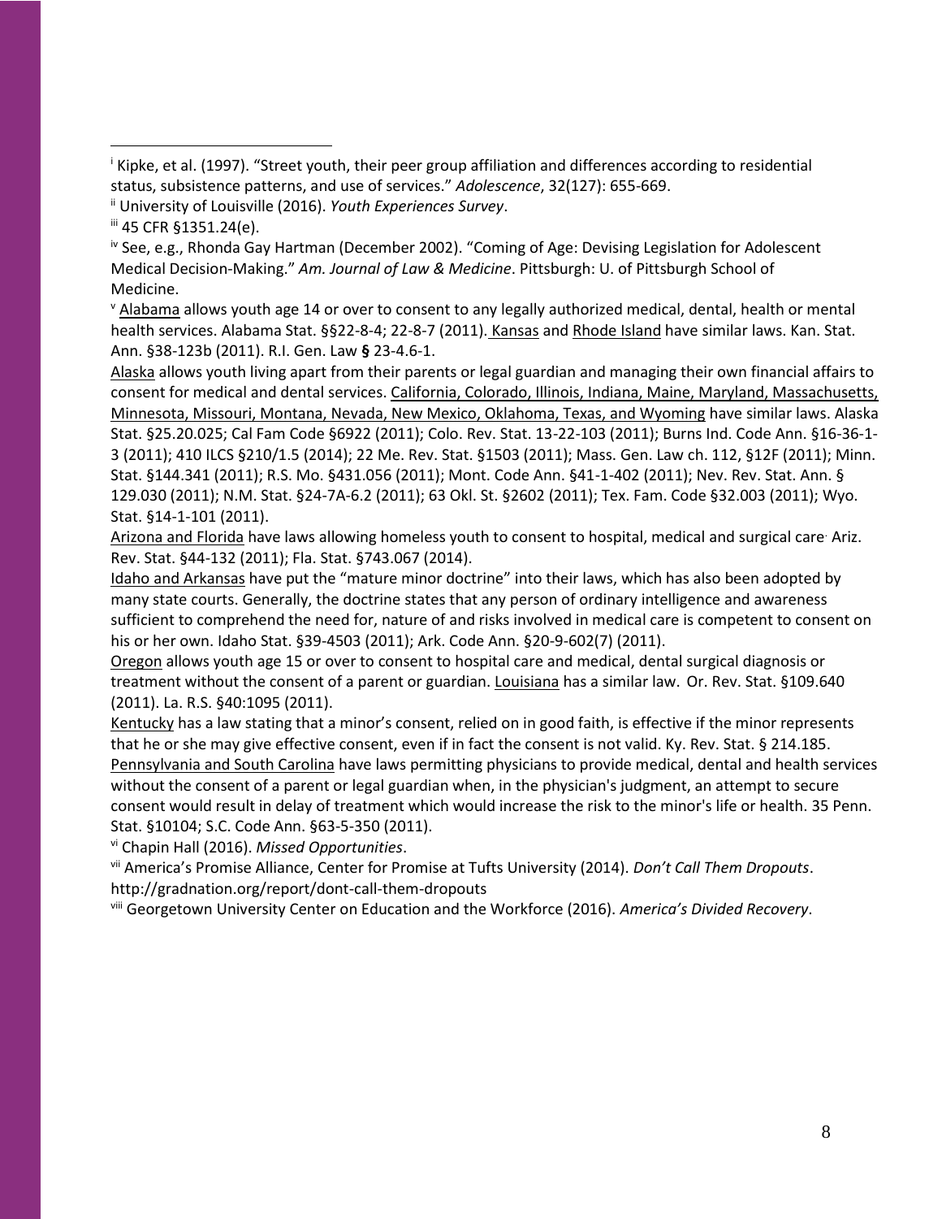[i] Kipke, et al. (1997). "Street youth, their peer group affiliation and differences according to residential status, subsistence patterns, and use of services." *Adolescence*, 32(127): 655-669.

[ii] University of Louisville (2016). *Youth Experiences Survey*.

[iii] 45 CFR §1351.24(e).

[iv] See, e.g., Rhonda Gay Hartman (December 2002). "Coming of Age: Devising Legislation for Adolescent Medical Decision-Making." *Am. Journal of Law & Medicine*. Pittsburgh: U. of Pittsburgh School of Medicine.

[v] Alabama allows youth age 14 or over to consent to any legally authorized medical, dental, health or mental health services. Alabama Stat. §§22-8-4; 22-8-7 (2011). Kansas and Rhode Island have similar laws. Kan. Stat. Ann. §38-123b (2011). R.I. Gen. Law **§** 23-4.6-1.

Alaska allows youth living apart from their parents or legal guardian and managing their own financial affairs to consent for medical and dental services. California, Colorado, Illinois, Indiana, Maine, Maryland, Massachusetts, Minnesota, Missouri, Montana, Nevada, New Mexico, Oklahoma, Texas, and Wyoming have similar laws. Alaska Stat. §25.20.025; Cal Fam Code §6922 (2011); Colo. Rev. Stat. 13-22-103 (2011); Burns Ind. Code Ann. §16-36-1-3 (2011); 410 ILCS §210/1.5 (2014); 22 Me. Rev. Stat. §1503 (2011); Mass. Gen. Law ch. 112, §12F (2011); Minn. Stat. §144.341 (2011); R.S. Mo. §431.056 (2011); Mont. Code Ann. §41-1-402 (2011); Nev. Rev. Stat. Ann. § 129.030 (2011); N.M. Stat. §24-7A-6.2 (2011); 63 Okl. St. §2602 (2011); Tex. Fam. Code §32.003 (2011); Wyo. Stat. §14-1-101 (2011).

Arizona and Florida have laws allowing homeless youth to consent to hospital, medical and surgical care. Ariz. Rev. Stat. §44-132 (2011); Fla. Stat. §743.067 (2014).

Idaho and Arkansas have put the "mature minor doctrine" into their laws, which has also been adopted by many state courts. Generally, the doctrine states that any person of ordinary intelligence and awareness sufficient to comprehend the need for, nature of and risks involved in medical care is competent to consent on his or her own. Idaho Stat. §39-4503 (2011); Ark. Code Ann. §20-9-602(7) (2011).

Oregon allows youth age 15 or over to consent to hospital care and medical, dental surgical diagnosis or treatment without the consent of a parent or guardian. Louisiana has a similar law. Or. Rev. Stat. §109.640 (2011). La. R.S. §40:1095 (2011).

Kentucky has a law stating that a minor's consent, relied on in good faith, is effective if the minor represents that he or she may give effective consent, even if in fact the consent is not valid. Ky. Rev. Stat. § 214.185.

Pennsylvania and South Carolina have laws permitting physicians to provide medical, dental and health services without the consent of a parent or legal guardian when, in the physician's judgment, an attempt to secure consent would result in delay of treatment which would increase the risk to the minor's life or health. 35 Penn. Stat. §10104; S.C. Code Ann. §63-5-350 (2011).

[vi] Chapin Hall (2016). *Missed Opportunities*.

[vii] America's Promise Alliance, Center for Promise at Tufts University (2014). *Don't Call Them Dropouts*. http://gradnation.org/report/dont-call-them-dropouts

[viii] Georgetown University Center on Education and the Workforce (2016). *America's Divided Recovery*.